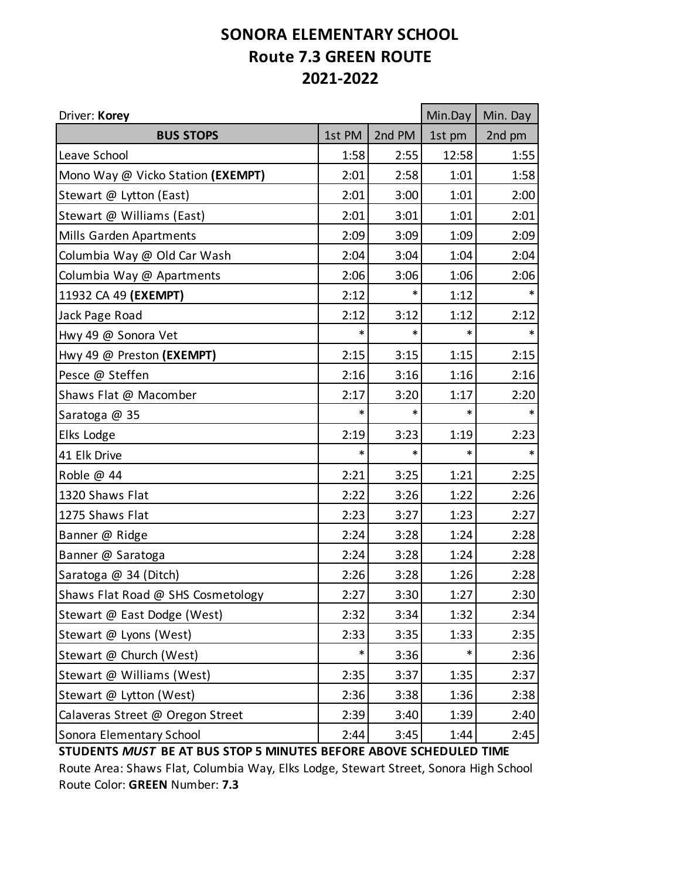# SONORA ELEMENTARY SCHOOL
## Route 7.3 GREEN ROUTE
## 2021-2022

| Driver: **Korey** | | | Min.Day | Min. Day |
|---|---|---|---|---|
| **BUS STOPS** | 1st PM | 2nd PM | 1st pm | 2nd pm |
| Leave School | 1:58 | 2:55 | 12:58 | 1:55 |
| Mono Way @ Vicko Station **(EXEMPT)** | 2:01 | 2:58 | 1:01 | 1:58 |
| Stewart @ Lytton (East) | 2:01 | 3:00 | 1:01 | 2:00 |
| Stewart @ Williams (East) | 2:01 | 3:01 | 1:01 | 2:01 |
| Mills Garden Apartments | 2:09 | 3:09 | 1:09 | 2:09 |
| Columbia Way @ Old Car Wash | 2:04 | 3:04 | 1:04 | 2:04 |
| Columbia Way @ Apartments | 2:06 | 3:06 | 1:06 | 2:06 |
| 11932 CA 49 **(EXEMPT)** | 2:12 | * | 1:12 | * |
| Jack Page Road | 2:12 | 3:12 | 1:12 | 2:12 |
| Hwy 49 @ Sonora Vet | * | * | * | * |
| Hwy 49 @ Preston **(EXEMPT)** | 2:15 | 3:15 | 1:15 | 2:15 |
| Pesce @ Steffen | 2:16 | 3:16 | 1:16 | 2:16 |
| Shaws Flat @ Macomber | 2:17 | 3:20 | 1:17 | 2:20 |
| Saratoga @ 35 | * | * | * | * |
| Elks Lodge | 2:19 | 3:23 | 1:19 | 2:23 |
| 41 Elk Drive | * | * | * | * |
| Roble @ 44 | 2:21 | 3:25 | 1:21 | 2:25 |
| 1320 Shaws Flat | 2:22 | 3:26 | 1:22 | 2:26 |
| 1275 Shaws Flat | 2:23 | 3:27 | 1:23 | 2:27 |
| Banner @ Ridge | 2:24 | 3:28 | 1:24 | 2:28 |
| Banner @ Saratoga | 2:24 | 3:28 | 1:24 | 2:28 |
| Saratoga @ 34 (Ditch) | 2:26 | 3:28 | 1:26 | 2:28 |
| Shaws Flat Road @ SHS Cosmetology | 2:27 | 3:30 | 1:27 | 2:30 |
| Stewart @ East Dodge (West) | 2:32 | 3:34 | 1:32 | 2:34 |
| Stewart @ Lyons (West) | 2:33 | 3:35 | 1:33 | 2:35 |
| Stewart @ Church (West) | * | 3:36 | * | 2:36 |
| Stewart @ Williams (West) | 2:35 | 3:37 | 1:35 | 2:37 |
| Stewart @ Lytton (West) | 2:36 | 3:38 | 1:36 | 2:38 |
| Calaveras Street @ Oregon Street | 2:39 | 3:40 | 1:39 | 2:40 |
| Sonora Elementary School | 2:44 | 3:45 | 1:44 | 2:45 |

**STUDENTS *MUST* BE AT BUS STOP 5 MINUTES BEFORE ABOVE SCHEDULED TIME**

Route Area: Shaws Flat, Columbia Way, Elks Lodge, Stewart Street, Sonora High School

Route Color: **GREEN** Number: **7.3**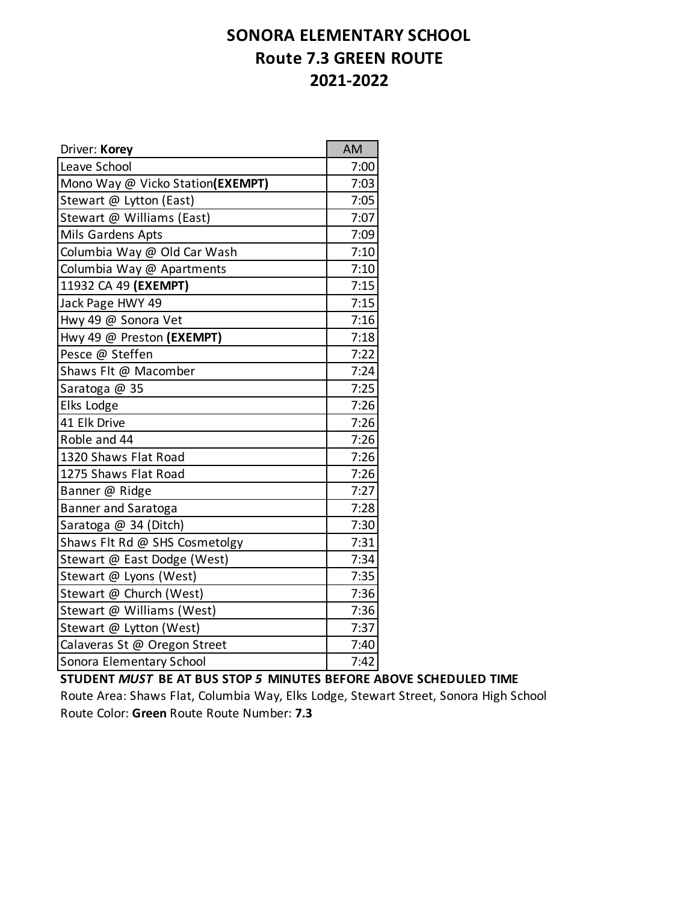# SONORA ELEMENTARY SCHOOL
## Route 7.3 GREEN ROUTE
## 2021-2022

| Driver: **Korey** | AM |
|---|---|
| Leave School | 7:00 |
| Mono Way @ Vicko Station**(EXEMPT)** | 7:03 |
| Stewart @ Lytton (East) | 7:05 |
| Stewart @ Williams (East) | 7:07 |
| Mils Gardens Apts | 7:09 |
| Columbia Way @ Old Car Wash | 7:10 |
| Columbia Way @ Apartments | 7:10 |
| 11932 CA 49 **(EXEMPT)** | 7:15 |
| Jack Page HWY 49 | 7:15 |
| Hwy 49 @ Sonora Vet | 7:16 |
| Hwy 49 @ Preston **(EXEMPT)** | 7:18 |
| Pesce @ Steffen | 7:22 |
| Shaws Flt @ Macomber | 7:24 |
| Saratoga @ 35 | 7:25 |
| Elks Lodge | 7:26 |
| 41 Elk Drive | 7:26 |
| Roble and 44 | 7:26 |
| 1320 Shaws Flat Road | 7:26 |
| 1275 Shaws Flat Road | 7:26 |
| Banner @ Ridge | 7:27 |
| Banner and Saratoga | 7:28 |
| Saratoga @ 34 (Ditch) | 7:30 |
| Shaws Flt Rd @ SHS Cosmetolgy | 7:31 |
| Stewart @ East Dodge (West) | 7:34 |
| Stewart @ Lyons (West) | 7:35 |
| Stewart @ Church (West) | 7:36 |
| Stewart @ Williams (West) | 7:36 |
| Stewart @ Lytton (West) | 7:37 |
| Calaveras St @ Oregon Street | 7:40 |
| Sonora Elementary School | 7:42 |

**STUDENT *MUST* BE AT BUS STOP *5* MINUTES BEFORE ABOVE SCHEDULED TIME**

Route Area: Shaws Flat, Columbia Way, Elks Lodge, Stewart Street, Sonora High School

Route Color: **Green** Route Route Number: **7.3**